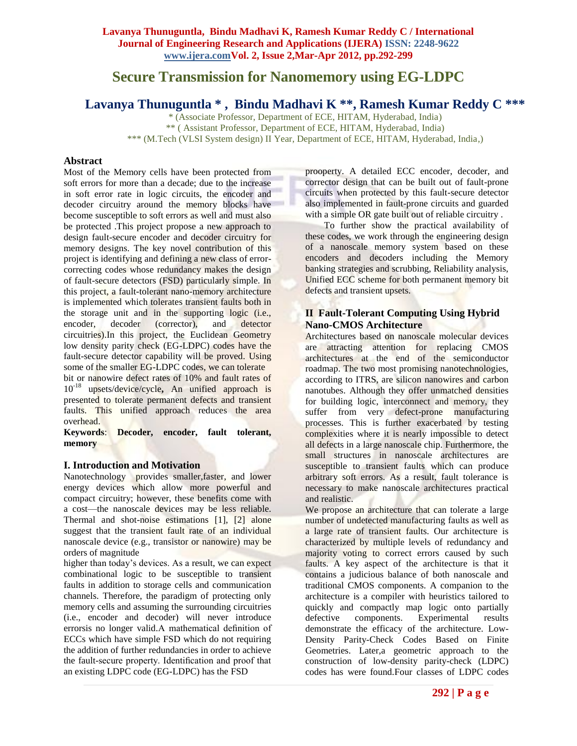# Secure Transmission for Nanomemory using EG-LDPC

## Lavanya Thunuguntla * , Bindu Madhavi K **, Ramesh Kumar Reddy C ***

\* (Associate Professor, Department of ECE, HITAM, Hyderabad, India)
\** ( Assistant Professor, Department of ECE, HITAM, Hyderabad, India)
\*** (M.Tech (VLSI System design) II Year, Department of ECE, HITAM, Hyderabad, India,)

### Abstract

Most of the Memory cells have been protected from soft errors for more than a decade; due to the increase in soft error rate in logic circuits, the encoder and decoder circuitry around the memory blocks have become susceptible to soft errors as well and must also be protected .This project propose a new approach to design fault-secure encoder and decoder circuitry for memory designs. The key novel contribution of this project is identifying and defining a new class of error-correcting codes whose redundancy makes the design of fault-secure detectors (FSD) particularly simple. In this project, a fault-tolerant nano-memory architecture is implemented which tolerates transient faults both in the storage unit and in the supporting logic (i.e., encoder, decoder (corrector), and detector circuitries).In this project, the Euclidean Geometry low density parity check (EG-LDPC) codes have the fault-secure detector capability will be proved. Using some of the smaller EG-LDPC codes, we can tolerate bit or nanowire defect rates of 10% and fault rates of $10^{-18}$ upsets/device/cycle**,** An unified approach is presented to tolerate permanent defects and transient faults. This unified approach reduces the area overhead.

**Keywords**: **Decoder, encoder, fault tolerant, memory**

### I. Introduction and Motivation

Nanotechnology provides smaller,faster, and lower energy devices which allow more powerful and compact circuitry; however, these benefits come with a cost—the nanoscale devices may be less reliable. Thermal and shot-noise estimations [1], [2] alone suggest that the transient fault rate of an individual nanoscale device (e.g., transistor or nanowire) may be orders of magnitude higher than today's devices. As a result, we can expect combinational logic to be susceptible to transient faults in addition to storage cells and communication channels. Therefore, the paradigm of protecting only memory cells and assuming the surrounding circuitries (i.e., encoder and decoder) will never introduce errorsis no longer valid.A mathematical definition of ECCs which have simple FSD which do not requiring the addition of further redundancies in order to achieve the fault-secure property. Identification and proof that an existing LDPC code (EG-LDPC) has the FSD prooperty. A detailed ECC encoder, decoder, and corrector design that can be built out of fault-prone circuits when protected by this fault-secure detector also implemented in fault-prone circuits and guarded with a simple OR gate built out of reliable circuitry .

To further show the practical availability of these codes, we work through the engineering design of a nanoscale memory system based on these encoders and decoders including the Memory banking strategies and scrubbing, Reliability analysis, Unified ECC scheme for both permanent memory bit defects and transient upsets.

### II Fault-Tolerant Computing Using Hybrid Nano-CMOS Architecture

Architectures based on nanoscale molecular devices are attracting attention for replacing CMOS architectures at the end of the semiconductor roadmap. The two most promising nanotechnologies, according to ITRS, are silicon nanowires and carbon nanotubes. Although they offer unmatched densities for building logic, interconnect and memory, they suffer from very defect-prone manufacturing processes. This is further exacerbated by testing complexities where it is nearly impossible to detect all defects in a large nanoscale chip. Furthermore, the small structures in nanoscale architectures are susceptible to transient faults which can produce arbitrary soft errors. As a result, fault tolerance is necessary to make nanoscale architectures practical and realistic.

We propose an architecture that can tolerate a large number of undetected manufacturing faults as well as a large rate of transient faults. Our architecture is characterized by multiple levels of redundancy and majority voting to correct errors caused by such faults. A key aspect of the architecture is that it contains a judicious balance of both nanoscale and traditional CMOS components. A companion to the architecture is a compiler with heuristics tailored to quickly and compactly map logic onto partially defective components. Experimental results demonstrate the efficacy of the architecture. Low-Density Parity-Check Codes Based on Finite Geometries. Later,a geometric approach to the construction of low-density parity-check (LDPC) codes has were found.Four classes of LDPC codes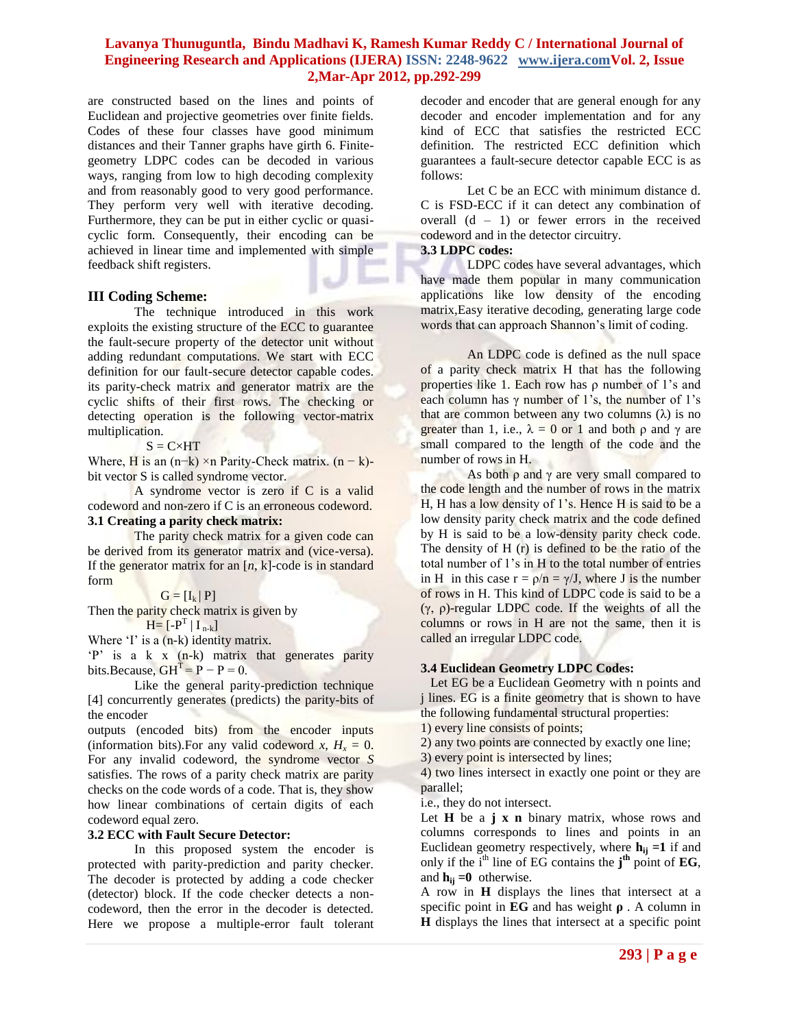are constructed based on the lines and points of Euclidean and projective geometries over finite fields. Codes of these four classes have good minimum distances and their Tanner graphs have girth 6. Finite-geometry LDPC codes can be decoded in various ways, ranging from low to high decoding complexity and from reasonably good to very good performance. They perform very well with iterative decoding. Furthermore, they can be put in either cyclic or quasi-cyclic form. Consequently, their encoding can be achieved in linear time and implemented with simple feedback shift registers.

## III Coding Scheme:

The technique introduced in this work exploits the existing structure of the ECC to guarantee the fault-secure property of the detector unit without adding redundant computations. We start with ECC definition for our fault-secure detector capable codes. its parity-check matrix and generator matrix are the cyclic shifts of their first rows. The checking or detecting operation is the following vector-matrix multiplication.

$$S = C \times HT$$

Where, H is an $(n-k) \times n$ Parity-Check matrix. $(n-k)$-bit vector S is called syndrome vector.

A syndrome vector is zero if C is a valid codeword and non-zero if C is an erroneous codeword.

### 3.1 Creating a parity check matrix:

The parity check matrix for a given code can be derived from its generator matrix and (vice-versa). If the generator matrix for an $[n, k]$-code is in standard form

$$G = [I_k \mid P]$$

Then the parity check matrix is given by

$$H = [-P^T \mid I_{n-k}]$$

Where 'I' is a (n-k) identity matrix.

'P' is a k x (n-k) matrix that generates parity bits.Because, $GH^T = P - P = 0$.

Like the general parity-prediction technique [4] concurrently generates (predicts) the parity-bits of the encoder

outputs (encoded bits) from the encoder inputs (information bits).For any valid codeword $x$, $H_x = 0$. For any invalid codeword, the syndrome vector $S$ satisfies. The rows of a parity check matrix are parity checks on the code words of a code. That is, they show how linear combinations of certain digits of each codeword equal zero.

### 3.2 ECC with Fault Secure Detector:

In this proposed system the encoder is protected with parity-prediction and parity checker. The decoder is protected by adding a code checker (detector) block. If the code checker detects a non-codeword, then the error in the decoder is detected. Here we propose a multiple-error fault tolerant decoder and encoder that are general enough for any decoder and encoder implementation and for any kind of ECC that satisfies the restricted ECC definition. The restricted ECC definition which guarantees a fault-secure detector capable ECC is as follows:

Let C be an ECC with minimum distance d. C is FSD-ECC if it can detect any combination of overall $(d - 1)$ or fewer errors in the received codeword and in the detector circuitry.

### 3.3 LDPC codes:

LDPC codes have several advantages, which have made them popular in many communication applications like low density of the encoding matrix,Easy iterative decoding, generating large code words that can approach Shannon's limit of coding.

An LDPC code is defined as the null space of a parity check matrix H that has the following properties like 1. Each row has $\rho$ number of 1's and each column has $\gamma$ number of 1's, the number of 1's that are common between any two columns ($\lambda$) is no greater than 1, i.e., $\lambda = 0$ or 1 and both $\rho$ and $\gamma$ are small compared to the length of the code and the number of rows in H.

As both $\rho$ and $\gamma$ are very small compared to the code length and the number of rows in the matrix H, H has a low density of 1's. Hence H is said to be a low density parity check matrix and the code defined by H is said to be a low-density parity check code. The density of H (r) is defined to be the ratio of the total number of 1's in H to the total number of entries in H in this case $r = \rho/n = \gamma/J$, where J is the number of rows in H. This kind of LDPC code is said to be a $(\gamma, \rho)$-regular LDPC code. If the weights of all the columns or rows in H are not the same, then it is called an irregular LDPC code.

### 3.4 Euclidean Geometry LDPC Codes:

Let EG be a Euclidean Geometry with n points and j lines. EG is a finite geometry that is shown to have the following fundamental structural properties:

1) every line consists of points;
2) any two points are connected by exactly one line;
3) every point is intersected by lines;
4) two lines intersect in exactly one point or they are parallel;

i.e., they do not intersect.

Let **H** be a **j x n** binary matrix, whose rows and columns corresponds to lines and points in an Euclidean geometry respectively, where $\mathbf{h_{ij} = 1}$ if and only if the $i^{th}$ line of EG contains the $\mathbf{j^{th}}$ point of **EG**, and $\mathbf{h_{ij} = 0}$ otherwise.

A row in **H** displays the lines that intersect at a specific point in **EG** and has weight $\boldsymbol{\rho}$ . A column in **H** displays the lines that intersect at a specific point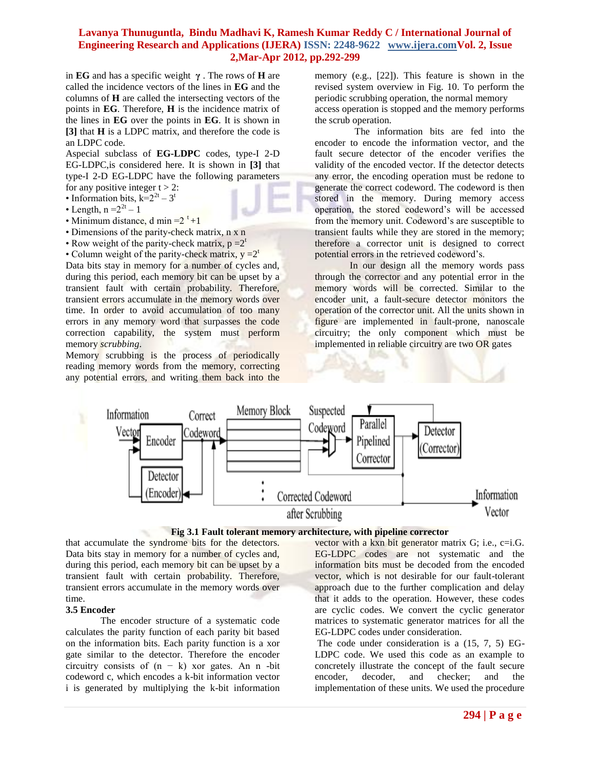in **EG** and has a specific weight $\gamma$ . The rows of **H** are called the incidence vectors of the lines in **EG** and the columns of **H** are called the intersecting vectors of the points in **EG**. Therefore, **H** is the incidence matrix of the lines in **EG** over the points in **EG**. It is shown in **[3]** that **H** is a LDPC matrix, and therefore the code is an LDPC code.

Aspecial subclass of **EG-LDPC** codes, type-I 2-D EG-LDPC,is considered here. It is shown in **[3]** that type-I 2-D EG-LDPC have the following parameters for any positive integer t > 2:

- Information bits, $k=2^{2t} - 3^t$
- Length, $n = 2^{2t} - 1$
- Minimum distance, d min $= 2^t + 1$
- Dimensions of the parity-check matrix, n x n
- Row weight of the parity-check matrix, $p = 2^t$
- Column weight of the parity-check matrix, $y = 2^t$

Data bits stay in memory for a number of cycles and, during this period, each memory bit can be upset by a transient fault with certain probability. Therefore, transient errors accumulate in the memory words over time. In order to avoid accumulation of too many errors in any memory word that surpasses the code correction capability, the system must perform memory *scrubbing*.

Memory scrubbing is the process of periodically reading memory words from the memory, correcting any potential errors, and writing them back into the memory (e.g., [22]). This feature is shown in the revised system overview in Fig. 10. To perform the periodic scrubbing operation, the normal memory access operation is stopped and the memory performs the scrub operation.

The information bits are fed into the encoder to encode the information vector, and the fault secure detector of the encoder verifies the validity of the encoded vector. If the detector detects any error, the encoding operation must be redone to generate the correct codeword. The codeword is then stored in the memory. During memory access operation, the stored codeword's will be accessed from the memory unit. Codeword's are susceptible to transient faults while they are stored in the memory; therefore a corrector unit is designed to correct potential errors in the retrieved codeword's.

In our design all the memory words pass through the corrector and any potential error in the memory words will be corrected. Similar to the encoder unit, a fault-secure detector monitors the operation of the corrector unit. All the units shown in figure are implemented in fault-prone, nanoscale circuitry; the only component which must be implemented in reliable circuitry are two OR gates

**Fig 3.1 Fault tolerant memory architecture, with pipeline corrector**

that accumulate the syndrome bits for the detectors. Data bits stay in memory for a number of cycles and, during this period, each memory bit can be upset by a transient fault with certain probability. Therefore, transient errors accumulate in the memory words over time.

### 3.5 Encoder

The encoder structure of a systematic code calculates the parity function of each parity bit based on the information bits. Each parity function is a xor gate similar to the detector. Therefore the encoder circuitry consists of $(n - k)$ xor gates. An n -bit codeword c, which encodes a k-bit information vector i is generated by multiplying the k-bit information vector with a kxn bit generator matrix G; i.e., c=i.G. EG-LDPC codes are not systematic and the information bits must be decoded from the encoded vector, which is not desirable for our fault-tolerant approach due to the further complication and delay that it adds to the operation. However, these codes are cyclic codes. We convert the cyclic generator matrices to systematic generator matrices for all the EG-LDPC codes under consideration.

The code under consideration is a (15, 7, 5) EG-LDPC code. We used this code as an example to concretely illustrate the concept of the fault secure encoder, decoder, and checker; and the implementation of these units. We used the procedure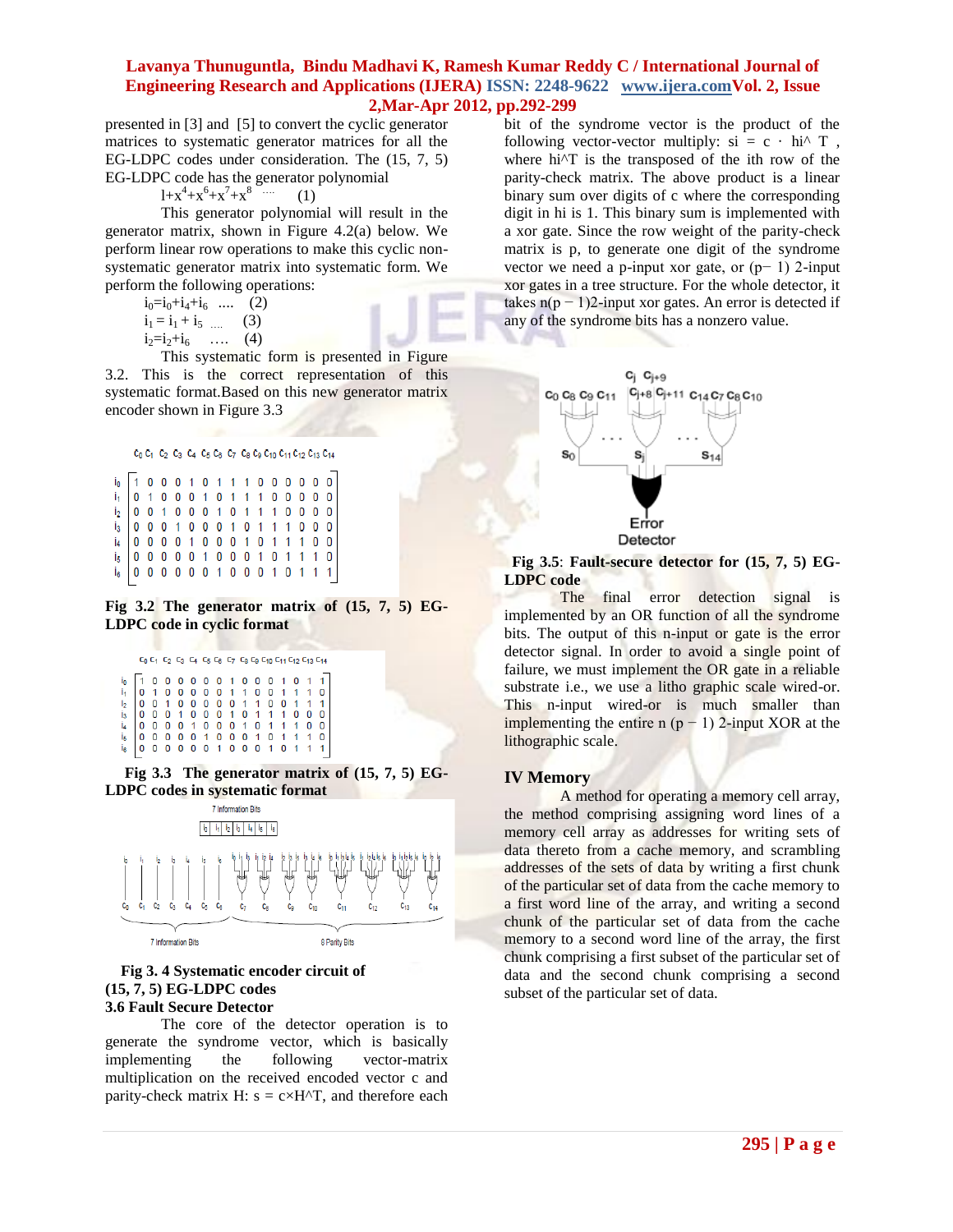presented in [3] and [5] to convert the cyclic generator matrices to systematic generator matrices for all the EG-LDPC codes under consideration. The (15, 7, 5) EG-LDPC code has the generator polynomial

$$1+x^4+x^6+x^7+x^8 \quad \ldots \quad (1)$$

This generator polynomial will result in the generator matrix, shown in Figure 4.2(a) below. We perform linear row operations to make this cyclic non-systematic generator matrix into systematic form. We perform the following operations:

$$i_0 = i_0 + i_4 + i_6 \quad \ldots \quad (2)$$

$$i_1 = i_1 + i_5 \quad \ldots \quad (3)$$

$$i_2 = i_2 + i_6 \quad \ldots \quad (4)$$

This systematic form is presented in Figure 3.2. This is the correct representation of this systematic format.Based on this new generator matrix encoder shown in Figure 3.3

| | $c_0$ | $c_1$ | $c_2$ | $c_3$ | $c_4$ | $c_5$ | $c_6$ | $c_7$ | $c_8$ | $c_9$ | $c_{10}$ | $c_{11}$ | $c_{12}$ | $c_{13}$ | $c_{14}$ |
|---|---|---|---|---|---|---|---|---|---|---|---|---|---|---|---|
| $i_0$ | 1 | 0 | 0 | 0 | 1 | 0 | 1 | 1 | 1 | 0 | 0 | 0 | 0 | 0 | 0 |
| $i_1$ | 0 | 1 | 0 | 0 | 0 | 1 | 0 | 1 | 1 | 1 | 0 | 0 | 0 | 0 | 0 |
| $i_2$ | 0 | 0 | 1 | 0 | 0 | 0 | 1 | 0 | 1 | 1 | 1 | 0 | 0 | 0 | 0 |
| $i_3$ | 0 | 0 | 0 | 1 | 0 | 0 | 0 | 1 | 0 | 1 | 1 | 1 | 0 | 0 | 0 |
| $i_4$ | 0 | 0 | 0 | 0 | 1 | 0 | 0 | 0 | 1 | 0 | 1 | 1 | 1 | 0 | 0 |
| $i_5$ | 0 | 0 | 0 | 0 | 0 | 1 | 0 | 0 | 0 | 1 | 0 | 1 | 1 | 1 | 0 |
| $i_6$ | 0 | 0 | 0 | 0 | 0 | 0 | 1 | 0 | 0 | 0 | 1 | 0 | 1 | 1 | 1 |

**Fig 3.2 The generator matrix of (15, 7, 5) EG-LDPC code in cyclic format**

| | $c_0$ | $c_1$ | $c_2$ | $c_3$ | $c_4$ | $c_5$ | $c_6$ | $c_7$ | $c_8$ | $c_9$ | $c_{10}$ | $c_{11}$ | $c_{12}$ | $c_{13}$ | $c_{14}$ |
|---|---|---|---|---|---|---|---|---|---|---|---|---|---|---|---|
| $i_0$ | 1 | 0 | 0 | 0 | 0 | 0 | 0 | 1 | 0 | 0 | 0 | 1 | 0 | 1 | 1 |
| $i_1$ | 0 | 1 | 0 | 0 | 0 | 0 | 0 | 1 | 1 | 0 | 0 | 1 | 1 | 1 | 0 |
| $i_2$ | 0 | 0 | 1 | 0 | 0 | 0 | 0 | 0 | 1 | 1 | 0 | 0 | 1 | 1 | 1 |
| $i_3$ | 0 | 0 | 0 | 1 | 0 | 0 | 0 | 1 | 0 | 1 | 1 | 1 | 0 | 0 | 0 |
| $i_4$ | 0 | 0 | 0 | 0 | 1 | 0 | 0 | 0 | 1 | 0 | 1 | 1 | 1 | 0 | 0 |
| $i_5$ | 0 | 0 | 0 | 0 | 0 | 1 | 0 | 0 | 0 | 1 | 0 | 1 | 1 | 1 | 0 |
| $i_6$ | 0 | 0 | 0 | 0 | 0 | 0 | 1 | 0 | 0 | 0 | 1 | 0 | 1 | 1 | 1 |

**Fig 3.3 The generator matrix of (15, 7, 5) EG-LDPC codes in systematic format**

**Fig 3. 4 Systematic encoder circuit of (15, 7, 5) EG-LDPC codes**

### 3.6 Fault Secure Detector

The core of the detector operation is to generate the syndrome vector, which is basically implementing the following vector-matrix multiplication on the received encoded vector c and parity-check matrix H: s = c×H^T, and therefore each bit of the syndrome vector is the product of the following vector-vector multiply: si = c · hi^ T , where hi^T is the transposed of the ith row of the parity-check matrix. The above product is a linear binary sum over digits of c where the corresponding digit in hi is 1. This binary sum is implemented with a xor gate. Since the row weight of the parity-check matrix is p, to generate one digit of the syndrome vector we need a p-input xor gate, or (p− 1) 2-input xor gates in a tree structure. For the whole detector, it takes n(p − 1)2-input xor gates. An error is detected if any of the syndrome bits has a nonzero value.

**Fig 3.5**: **Fault-secure detector for (15, 7, 5) EG-LDPC code**

The final error detection signal is implemented by an OR function of all the syndrome bits. The output of this n-input or gate is the error detector signal. In order to avoid a single point of failure, we must implement the OR gate in a reliable substrate i.e., we use a litho graphic scale wired-or. This n-input wired-or is much smaller than implementing the entire n (p − 1) 2-input XOR at the lithographic scale.

## IV Memory

A method for operating a memory cell array, the method comprising assigning word lines of a memory cell array as addresses for writing sets of data thereto from a cache memory, and scrambling addresses of the sets of data by writing a first chunk of the particular set of data from the cache memory to a first word line of the array, and writing a second chunk of the particular set of data from the cache memory to a second word line of the array, the first chunk comprising a first subset of the particular set of data and the second chunk comprising a second subset of the particular set of data.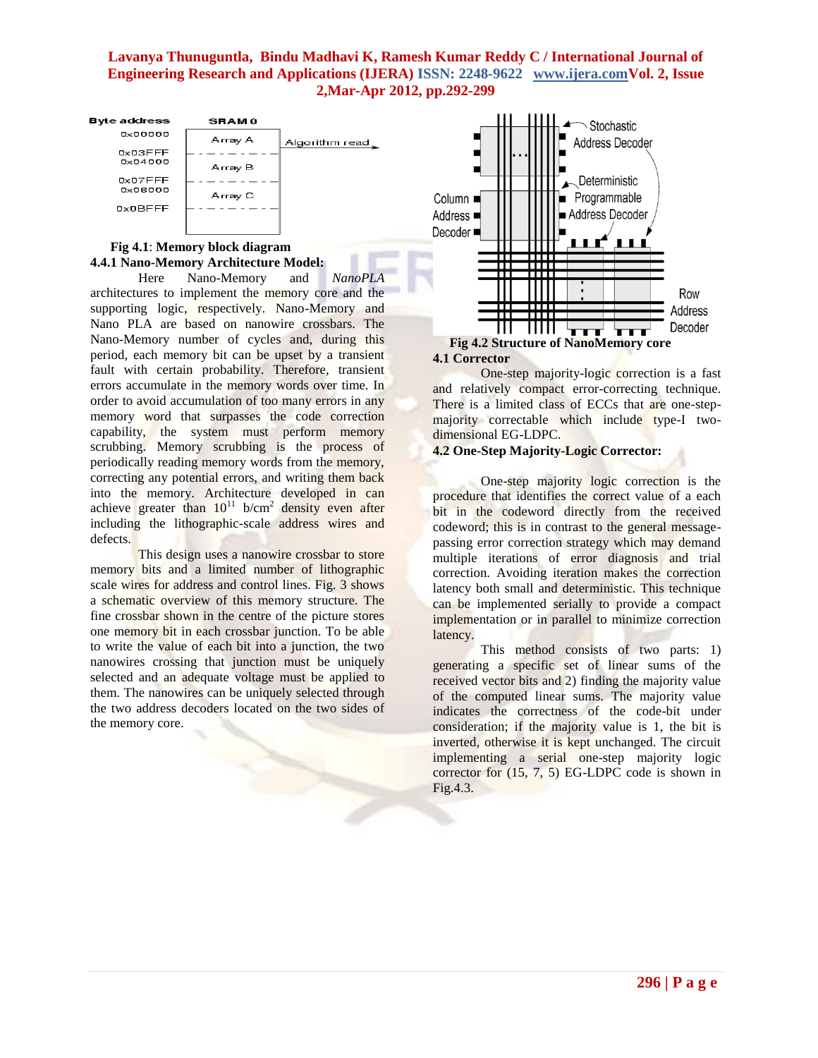Fig 4.1: **Memory block diagram**

### 4.4.1 Nano-Memory Architecture Model:

Here Nano-Memory and *NanoPLA* architectures to implement the memory core and the supporting logic, respectively. Nano-Memory and Nano PLA are based on nanowire crossbars. The Nano-Memory number of cycles and, during this period, each memory bit can be upset by a transient fault with certain probability. Therefore, transient errors accumulate in the memory words over time. In order to avoid accumulation of too many errors in any memory word that surpasses the code correction capability, the system must perform memory scrubbing. Memory scrubbing is the process of periodically reading memory words from the memory, correcting any potential errors, and writing them back into the memory. Architecture developed in can achieve greater than $10^{11}$ b/cm$^{2}$ density even after including the lithographic-scale address wires and defects.

This design uses a nanowire crossbar to store memory bits and a limited number of lithographic scale wires for address and control lines. Fig. 3 shows a schematic overview of this memory structure. The fine crossbar shown in the centre of the picture stores one memory bit in each crossbar junction. To be able to write the value of each bit into a junction, the two nanowires crossing that junction must be uniquely selected and an adequate voltage must be applied to them. The nanowires can be uniquely selected through the two address decoders located on the two sides of the memory core.

**Fig 4.2 Structure of NanoMemory core**

### 4.1 Corrector

One-step majority-logic correction is a fast and relatively compact error-correcting technique. There is a limited class of ECCs that are one-step-majority correctable which include type-I two-dimensional EG-LDPC.

### 4.2 One-Step Majority-Logic Corrector:

One-step majority logic correction is the procedure that identifies the correct value of a each bit in the codeword directly from the received codeword; this is in contrast to the general message-passing error correction strategy which may demand multiple iterations of error diagnosis and trial correction. Avoiding iteration makes the correction latency both small and deterministic. This technique can be implemented serially to provide a compact implementation or in parallel to minimize correction latency.

This method consists of two parts: 1) generating a specific set of linear sums of the received vector bits and 2) finding the majority value of the computed linear sums. The majority value indicates the correctness of the code-bit under consideration; if the majority value is 1, the bit is inverted, otherwise it is kept unchanged. The circuit implementing a serial one-step majority logic corrector for (15, 7, 5) EG-LDPC code is shown in Fig.4.3.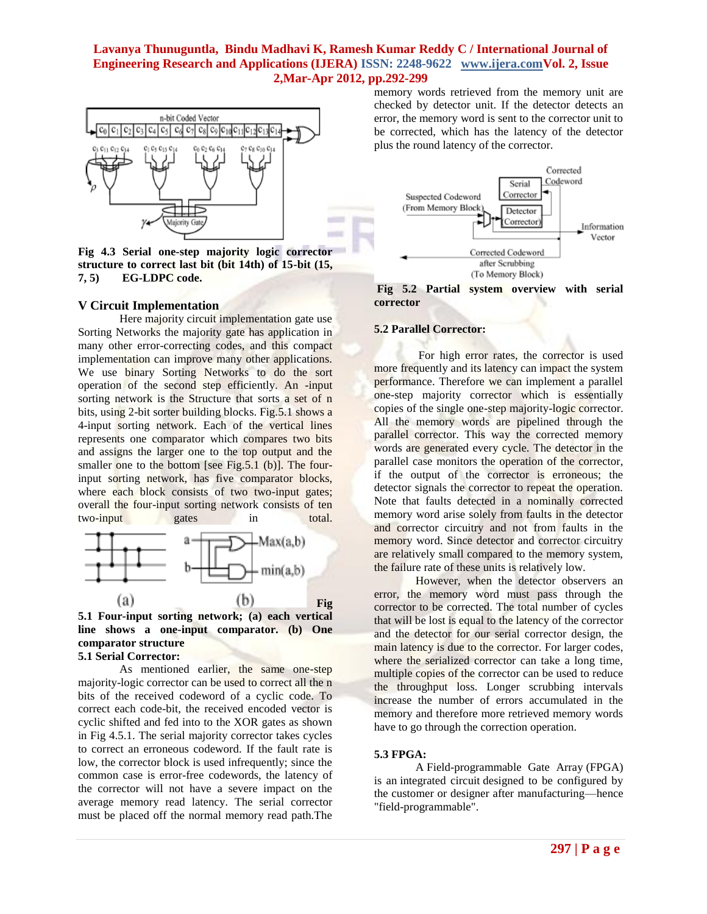Fig 4.3 **Serial one-step majority logic corrector structure to correct last bit (bit 14th) of 15-bit (15, 7, 5) EG-LDPC code.**

## V Circuit Implementation

Here majority circuit implementation gate use Sorting Networks the majority gate has application in many other error-correcting codes, and this compact implementation can improve many other applications. We use binary Sorting Networks to do the sort operation of the second step efficiently. An -input sorting network is the Structure that sorts a set of n bits, using 2-bit sorter building blocks. Fig.5.1 shows a 4-input sorting network. Each of the vertical lines represents one comparator which compares two bits and assigns the larger one to the top output and the smaller one to the bottom [see Fig.5.1 (b)]. The four-input sorting network, has five comparator blocks, where each block consists of two two-input gates; overall the four-input sorting network consists of ten two-input gates in total.

**Fig 5.1 Four-input sorting network; (a) each vertical line shows a one-input comparator. (b) One comparator structure**

### 5.1 Serial Corrector:

As mentioned earlier, the same one-step majority-logic corrector can be used to correct all the n bits of the received codeword of a cyclic code. To correct each code-bit, the received encoded vector is cyclic shifted and fed into to the XOR gates as shown in Fig 4.5.1. The serial majority corrector takes cycles to correct an erroneous codeword. If the fault rate is low, the corrector block is used infrequently; since the common case is error-free codewords, the latency of the corrector will not have a severe impact on the average memory read latency. The serial corrector must be placed off the normal memory read path.The memory words retrieved from the memory unit are checked by detector unit. If the detector detects an error, the memory word is sent to the corrector unit to be corrected, which has the latency of the detector plus the round latency of the corrector.

**Fig 5.2 Partial system overview with serial corrector**

### 5.2 Parallel Corrector:

For high error rates, the corrector is used more frequently and its latency can impact the system performance. Therefore we can implement a parallel one-step majority corrector which is essentially copies of the single one-step majority-logic corrector. All the memory words are pipelined through the parallel corrector. This way the corrected memory words are generated every cycle. The detector in the parallel case monitors the operation of the corrector, if the output of the corrector is erroneous; the detector signals the corrector to repeat the operation. Note that faults detected in a nominally corrected memory word arise solely from faults in the detector and corrector circuitry and not from faults in the memory word. Since detector and corrector circuitry are relatively small compared to the memory system, the failure rate of these units is relatively low.

However, when the detector observers an error, the memory word must pass through the corrector to be corrected. The total number of cycles that will be lost is equal to the latency of the corrector and the detector for our serial corrector design, the main latency is due to the corrector. For larger codes, where the serialized corrector can take a long time, multiple copies of the corrector can be used to reduce the throughput loss. Longer scrubbing intervals increase the number of errors accumulated in the memory and therefore more retrieved memory words have to go through the correction operation.

### 5.3 FPGA:

A Field-programmable Gate Array (FPGA) is an integrated circuit designed to be configured by the customer or designer after manufacturing—hence "field-programmable".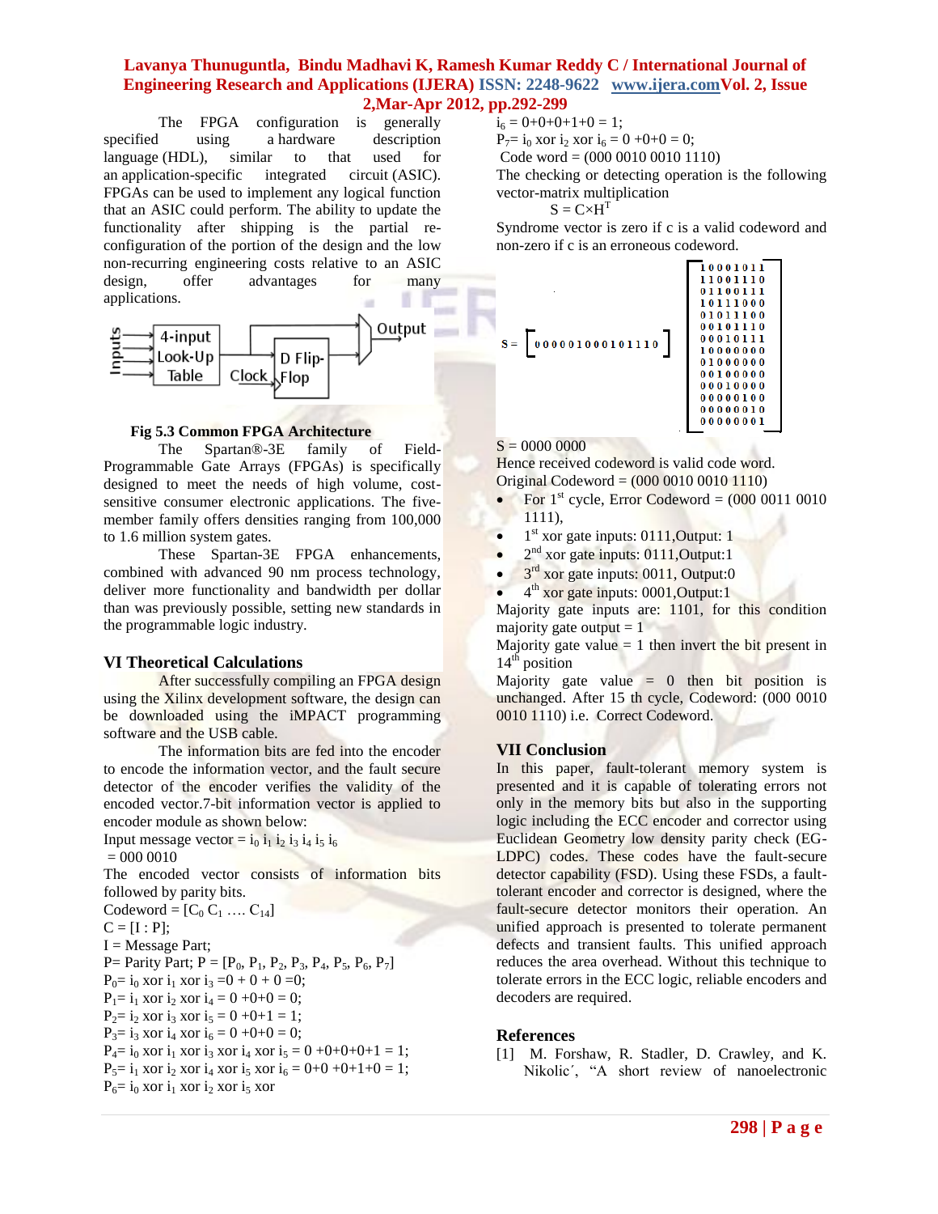The FPGA configuration is generally specified using a hardware description language (HDL), similar to that used for an application-specific integrated circuit (ASIC). FPGAs can be used to implement any logical function that an ASIC could perform. The ability to update the functionality after shipping is the partial re-configuration of the portion of the design and the low non-recurring engineering costs relative to an ASIC design, offer advantages for many applications.

**Fig 5.3 Common FPGA Architecture**

The Spartan®-3E family of Field-Programmable Gate Arrays (FPGAs) is specifically designed to meet the needs of high volume, cost-sensitive consumer electronic applications. The five-member family offers densities ranging from 100,000 to 1.6 million system gates.

These Spartan-3E FPGA enhancements, combined with advanced 90 nm process technology, deliver more functionality and bandwidth per dollar than was previously possible, setting new standards in the programmable logic industry.

## VI Theoretical Calculations

After successfully compiling an FPGA design using the Xilinx development software, the design can be downloaded using the iMPACT programming software and the USB cable.

The information bits are fed into the encoder to encode the information vector, and the fault secure detector of the encoder verifies the validity of the encoded vector.7-bit information vector is applied to encoder module as shown below:

Input message vector = $i_0\ i_1\ i_2\ i_3\ i_4\ i_5\ i_6$
= 000 0010

The encoded vector consists of information bits followed by parity bits.

Codeword = $[C_0\ C_1\ \ldots.\ C_{14}]$

C = [I : P];

I = Message Part;

P= Parity Part; P = $[P_0, P_1, P_2, P_3, P_4, P_5, P_6, P_7]$

$P_0 = i_0$ xor $i_1$ xor $i_3$ =0 + 0 + 0 =0;

$P_1 = i_1$ xor $i_2$ xor $i_4$ = 0 +0+0 = 0;

$P_2 = i_2$ xor $i_3$ xor $i_5$ = 0 +0+1 = 1;

$P_3 = i_3$ xor $i_4$ xor $i_6$ = 0 +0+0 = 0;

$P_4 = i_0$ xor $i_1$ xor $i_3$ xor $i_4$ xor $i_5$ = 0 +0+0+0+1 = 1;

$P_5 = i_1$ xor $i_2$ xor $i_4$ xor $i_5$ xor $i_6$ = 0+0 +0+1+0 = 1;

$P_6 = i_0$ xor $i_1$ xor $i_2$ xor $i_5$ xor
$i_6$ = 0+0+0+1+0 = 1;

$P_7 = i_0$ xor $i_2$ xor $i_6$ = 0 +0+0 = 0;

Code word = (000 0010 0010 1110)

The checking or detecting operation is the following vector-matrix multiplication

$$S = C \times H^T$$

Syndrome vector is zero if c is a valid codeword and non-zero if c is an erroneous codeword.

$$S = \begin{bmatrix} 000001000101110 \end{bmatrix} \begin{bmatrix} 10001011 \\ 11001110 \\ 01100111 \\ 10111000 \\ 01011100 \\ 00101110 \\ 00010111 \\ 10000000 \\ 01000000 \\ 00100000 \\ 00010000 \\ 00000100 \\ 00000010 \\ 00000001 \end{bmatrix}$$

S = 0000 0000

Hence received codeword is valid code word.

Original Codeword = (000 0010 0010 1110)

- For 1st cycle, Error Codeword = (000 0011 0010 1111),
- 1st xor gate inputs: 0111,Output: 1
- 2nd xor gate inputs: 0111,Output:1
- 3rd xor gate inputs: 0011, Output:0
- 4th xor gate inputs: 0001,Output:1

Majority gate inputs are: 1101, for this condition majority gate output = 1

Majority gate value = 1 then invert the bit present in 14th position

Majority gate value = 0 then bit position is unchanged. After 15 th cycle, Codeword: (000 0010 0010 1110) i.e. Correct Codeword.

## VII Conclusion

In this paper, fault-tolerant memory system is presented and it is capable of tolerating errors not only in the memory bits but also in the supporting logic including the ECC encoder and corrector using Euclidean Geometry low density parity check (EG-LDPC) codes. These codes have the fault-secure detector capability (FSD). Using these FSDs, a fault-tolerant encoder and corrector is designed, where the fault-secure detector monitors their operation. An unified approach is presented to tolerate permanent defects and transient faults. This unified approach reduces the area overhead. Without this technique to tolerate errors in the ECC logic, reliable encoders and decoders are required.

## References

[1] M. Forshaw, R. Stadler, D. Crawley, and K. Nikolic´, "A short review of nanoelectronic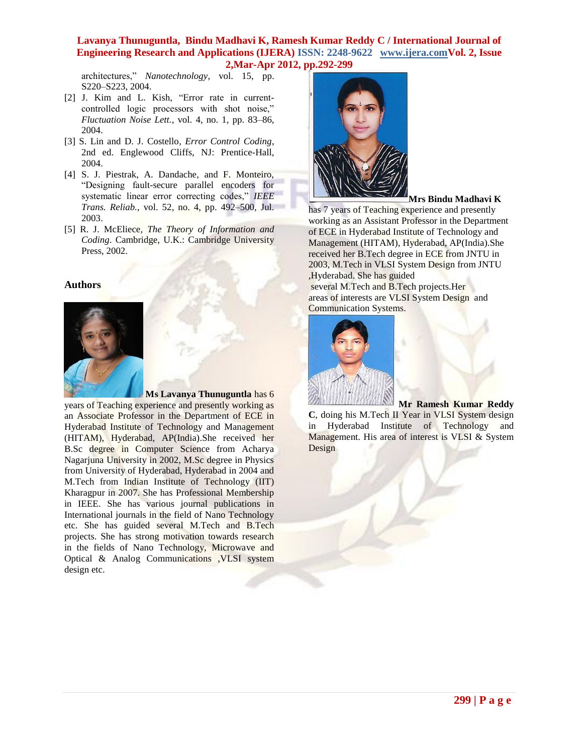architectures," *Nanotechnology*, vol. 15, pp. S220–S223, 2004.

[2] J. Kim and L. Kish, "Error rate in current-controlled logic processors with shot noise," *Fluctuation Noise Lett.*, vol. 4, no. 1, pp. 83–86, 2004.

[3] S. Lin and D. J. Costello, *Error Control Coding*, 2nd ed. Englewood Cliffs, NJ: Prentice-Hall, 2004.

[4] S. J. Piestrak, A. Dandache, and F. Monteiro, "Designing fault-secure parallel encoders for systematic linear error correcting codes," *IEEE Trans. Reliab.*, vol. 52, no. 4, pp. 492–500, Jul. 2003.

[5] R. J. McEliece, *The Theory of Information and Coding*. Cambridge, U.K.: Cambridge University Press, 2002.

## Authors

**Ms Lavanya Thunuguntla** has 6 years of Teaching experience and presently working as an Associate Professor in the Department of ECE in Hyderabad Institute of Technology and Management (HITAM), Hyderabad, AP(India).She received her B.Sc degree in Computer Science from Acharya Nagarjuna University in 2002, M.Sc degree in Physics from University of Hyderabad, Hyderabad in 2004 and M.Tech from Indian Institute of Technology (IIT) Kharagpur in 2007. She has Professional Membership in IEEE. She has various journal publications in International journals in the field of Nano Technology etc. She has guided several M.Tech and B.Tech projects. She has strong motivation towards research in the fields of Nano Technology, Microwave and Optical & Analog Communications ,VLSI system design etc.

**Mrs Bindu Madhavi K** has 7 years of Teaching experience and presently working as an Assistant Professor in the Department of ECE in Hyderabad Institute of Technology and Management (HITAM), Hyderabad, AP(India).She received her B.Tech degree in ECE from JNTU in 2003, M.Tech in VLSI System Design from JNTU ,Hyderabad. She has guided several M.Tech and B.Tech projects.Her areas of interests are VLSI System Design and Communication Systems.

**Mr Ramesh Kumar Reddy C**, doing his M.Tech II Year in VLSI System design in Hyderabad Institute of Technology and Management. His area of interest is VLSI & System Design